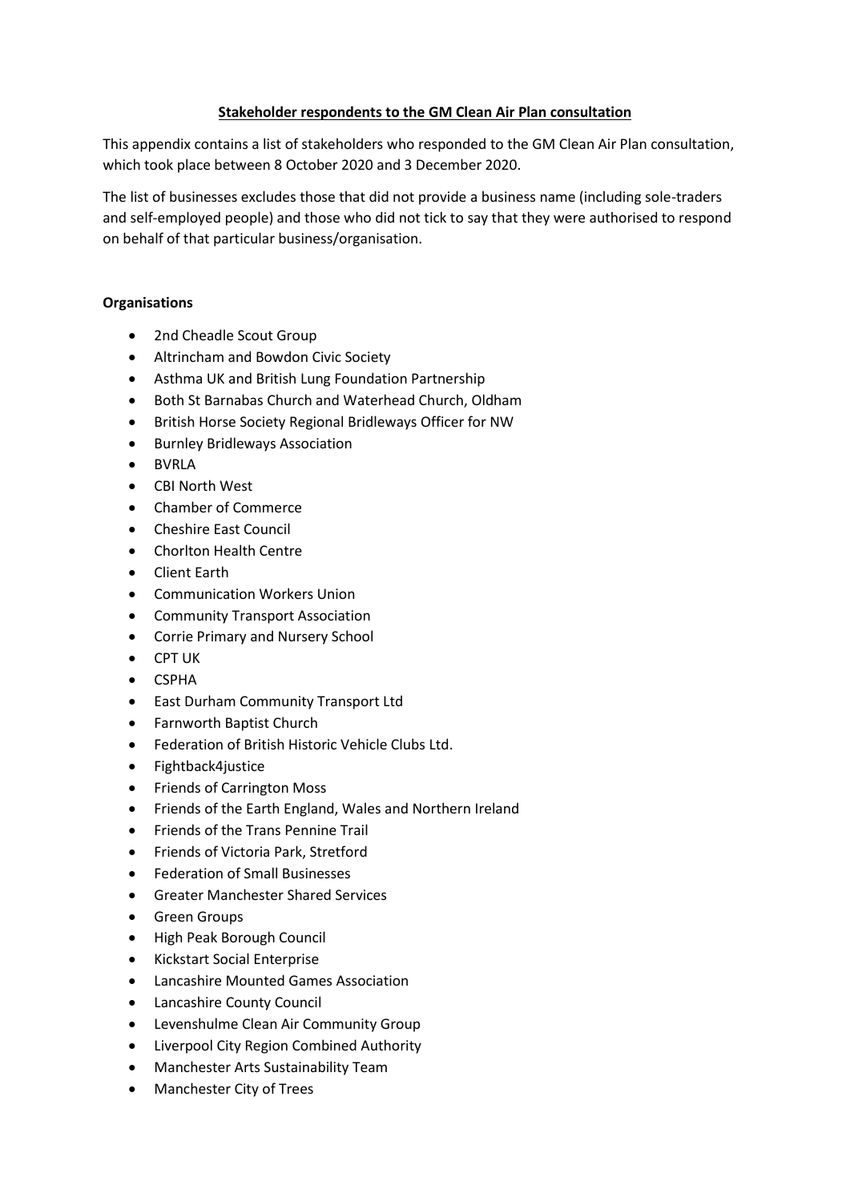# **Stakeholder respondents to the GM Clean Air Plan consultation**

This appendix contains a list of stakeholders who responded to the GM Clean Air Plan consultation, which took place between 8 October 2020 and 3 December 2020.

The list of businesses excludes those that did not provide a business name (including sole-traders and self-employed people) and those who did not tick to say that they were authorised to respond on behalf of that particular business/organisation.

## **Organisations**

- 2nd Cheadle Scout Group
- Altrincham and Bowdon Civic Society
- Asthma UK and British Lung Foundation Partnership
- Both St Barnabas Church and Waterhead Church, Oldham
- British Horse Society Regional Bridleways Officer for NW
- Burnley Bridleways Association
- BVRLA
- CBI North West
- Chamber of Commerce
- Cheshire East Council
- Chorlton Health Centre
- Client Earth
- Communication Workers Union
- Community Transport Association
- Corrie Primary and Nursery School
- CPT UK
- CSPHA
- East Durham Community Transport Ltd
- Farnworth Baptist Church
- Federation of British Historic Vehicle Clubs Ltd.
- Fightback4justice
- Friends of Carrington Moss
- Friends of the Earth England, Wales and Northern Ireland
- Friends of the Trans Pennine Trail
- Friends of Victoria Park, Stretford
- Federation of Small Businesses
- Greater Manchester Shared Services
- Green Groups
- High Peak Borough Council
- Kickstart Social Enterprise
- Lancashire Mounted Games Association
- Lancashire County Council
- Levenshulme Clean Air Community Group
- Liverpool City Region Combined Authority
- Manchester Arts Sustainability Team
- Manchester City of Trees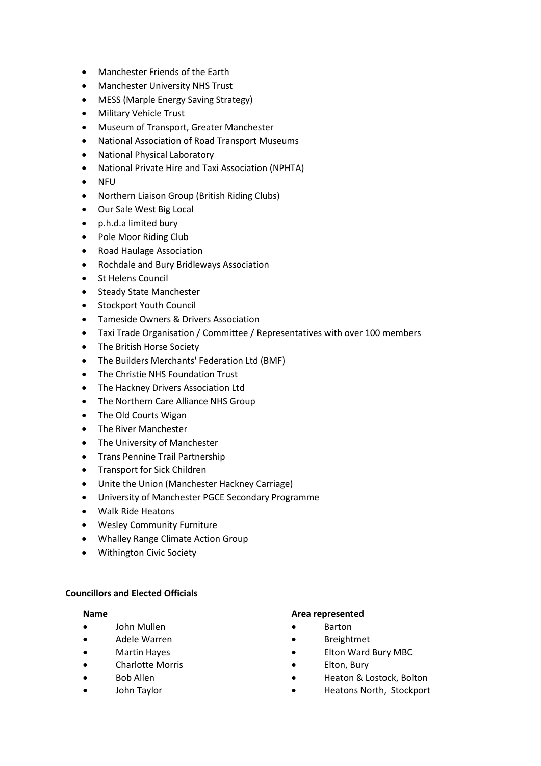- Manchester Friends of the Earth
- Manchester University NHS Trust
- MESS (Marple Energy Saving Strategy)
- Military Vehicle Trust
- Museum of Transport, Greater Manchester
- National Association of Road Transport Museums
- National Physical Laboratory
- National Private Hire and Taxi Association (NPHTA)
- NFU
- Northern Liaison Group (British Riding Clubs)
- Our Sale West Big Local
- p.h.d.a limited bury
- Pole Moor Riding Club
- Road Haulage Association
- Rochdale and Bury Bridleways Association
- St Helens Council
- Steady State Manchester
- Stockport Youth Council
- Tameside Owners & Drivers Association
- Taxi Trade Organisation / Committee / Representatives with over 100 members
- The British Horse Society
- The Builders Merchants' Federation Ltd (BMF)
- The Christie NHS Foundation Trust
- The Hackney Drivers Association Ltd
- The Northern Care Alliance NHS Group
- The Old Courts Wigan
- The River Manchester
- The University of Manchester
- Trans Pennine Trail Partnership
- Transport for Sick Children
- Unite the Union (Manchester Hackney Carriage)
- University of Manchester PGCE Secondary Programme
- Walk Ride Heatons
- Wesley Community Furniture
- Whalley Range Climate Action Group
- Withington Civic Society

**Councillors and Elected Officials**

| **Name** | **Area represented** |
| --- | --- |
| John Mullen | Barton |
| Adele Warren | Breightmet |
| Martin Hayes | Elton Ward Bury MBC |
| Charlotte Morris | Elton, Bury |
| Bob Allen | Heaton & Lostock, Bolton |
| John Taylor | Heatons North, Stockport |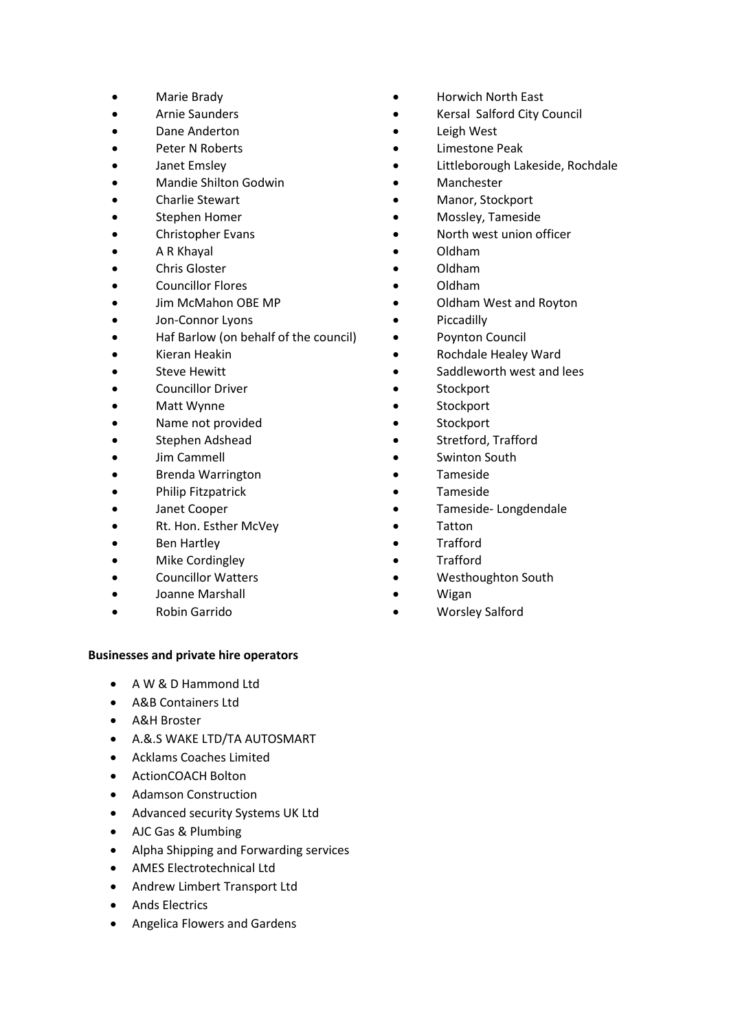| | |
|---|---|
| Marie Brady | Horwich North East |
| Arnie Saunders | Kersal Salford City Council |
| Dane Anderton | Leigh West |
| Peter N Roberts | Limestone Peak |
| Janet Emsley | Littleborough Lakeside, Rochdale |
| Mandie Shilton Godwin | Manchester |
| Charlie Stewart | Manor, Stockport |
| Stephen Homer | Mossley, Tameside |
| Christopher Evans | North west union officer |
| A R Khayal | Oldham |
| Chris Gloster | Oldham |
| Councillor Flores | Oldham |
| Jim McMahon OBE MP | Oldham West and Royton |
| Jon-Connor Lyons | Piccadilly |
| Haf Barlow (on behalf of the council) | Poynton Council |
| Kieran Heakin | Rochdale Healey Ward |
| Steve Hewitt | Saddleworth west and lees |
| Councillor Driver | Stockport |
| Matt Wynne | Stockport |
| Name not provided | Stockport |
| Stephen Adshead | Stretford, Trafford |
| Jim Cammell | Swinton South |
| Brenda Warrington | Tameside |
| Philip Fitzpatrick | Tameside |
| Janet Cooper | Tameside- Longdendale |
| Rt. Hon. Esther McVey | Tatton |
| Ben Hartley | Trafford |
| Mike Cordingley | Trafford |
| Councillor Watters | Westhoughton South |
| Joanne Marshall | Wigan |
| Robin Garrido | Worsley Salford |

**Businesses and private hire operators**

- A W & D Hammond Ltd
- A&B Containers Ltd
- A&H Broster
- A.&.S WAKE LTD/TA AUTOSMART
- Acklams Coaches Limited
- ActionCOACH Bolton
- Adamson Construction
- Advanced security Systems UK Ltd
- AJC Gas & Plumbing
- Alpha Shipping and Forwarding services
- AMES Electrotechnical Ltd
- Andrew Limbert Transport Ltd
- Ands Electrics
- Angelica Flowers and Gardens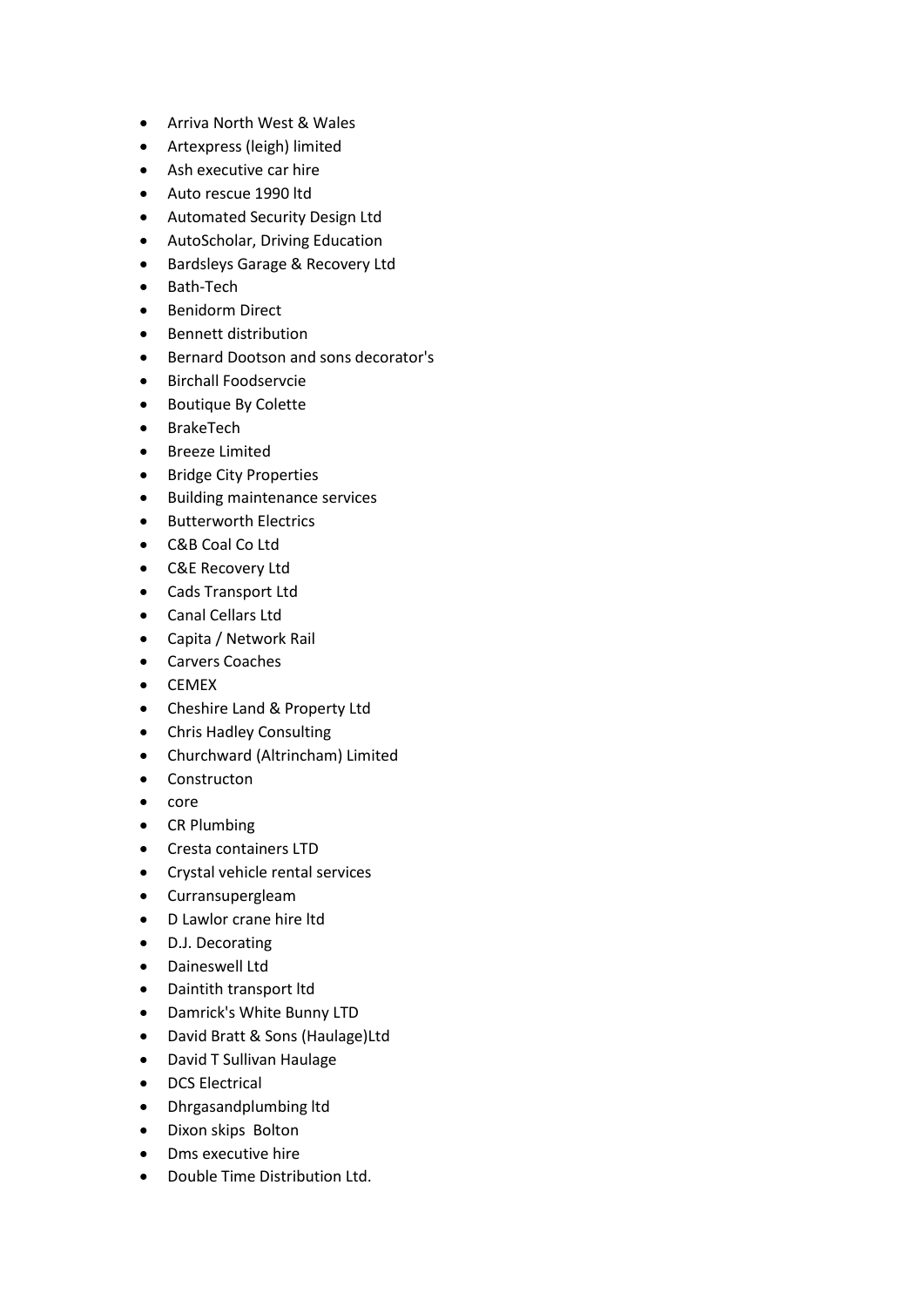- Arriva North West & Wales
- Artexpress (leigh) limited
- Ash executive car hire
- Auto rescue 1990 ltd
- Automated Security Design Ltd
- AutoScholar, Driving Education
- Bardsleys Garage & Recovery Ltd
- Bath-Tech
- Benidorm Direct
- Bennett distribution
- Bernard Dootson and sons decorator's
- Birchall Foodservcie
- Boutique By Colette
- BrakeTech
- Breeze Limited
- Bridge City Properties
- Building maintenance services
- Butterworth Electrics
- C&B Coal Co Ltd
- C&E Recovery Ltd
- Cads Transport Ltd
- Canal Cellars Ltd
- Capita / Network Rail
- Carvers Coaches
- CEMEX
- Cheshire Land & Property Ltd
- Chris Hadley Consulting
- Churchward (Altrincham) Limited
- Constructon
- core
- CR Plumbing
- Cresta containers LTD
- Crystal vehicle rental services
- Curransupergleam
- D Lawlor crane hire ltd
- D.J. Decorating
- Daineswell Ltd
- Daintith transport ltd
- Damrick's White Bunny LTD
- David Bratt & Sons (Haulage)Ltd
- David T Sullivan Haulage
- DCS Electrical
- Dhrgasandplumbing ltd
- Dixon skips Bolton
- Dms executive hire
- Double Time Distribution Ltd.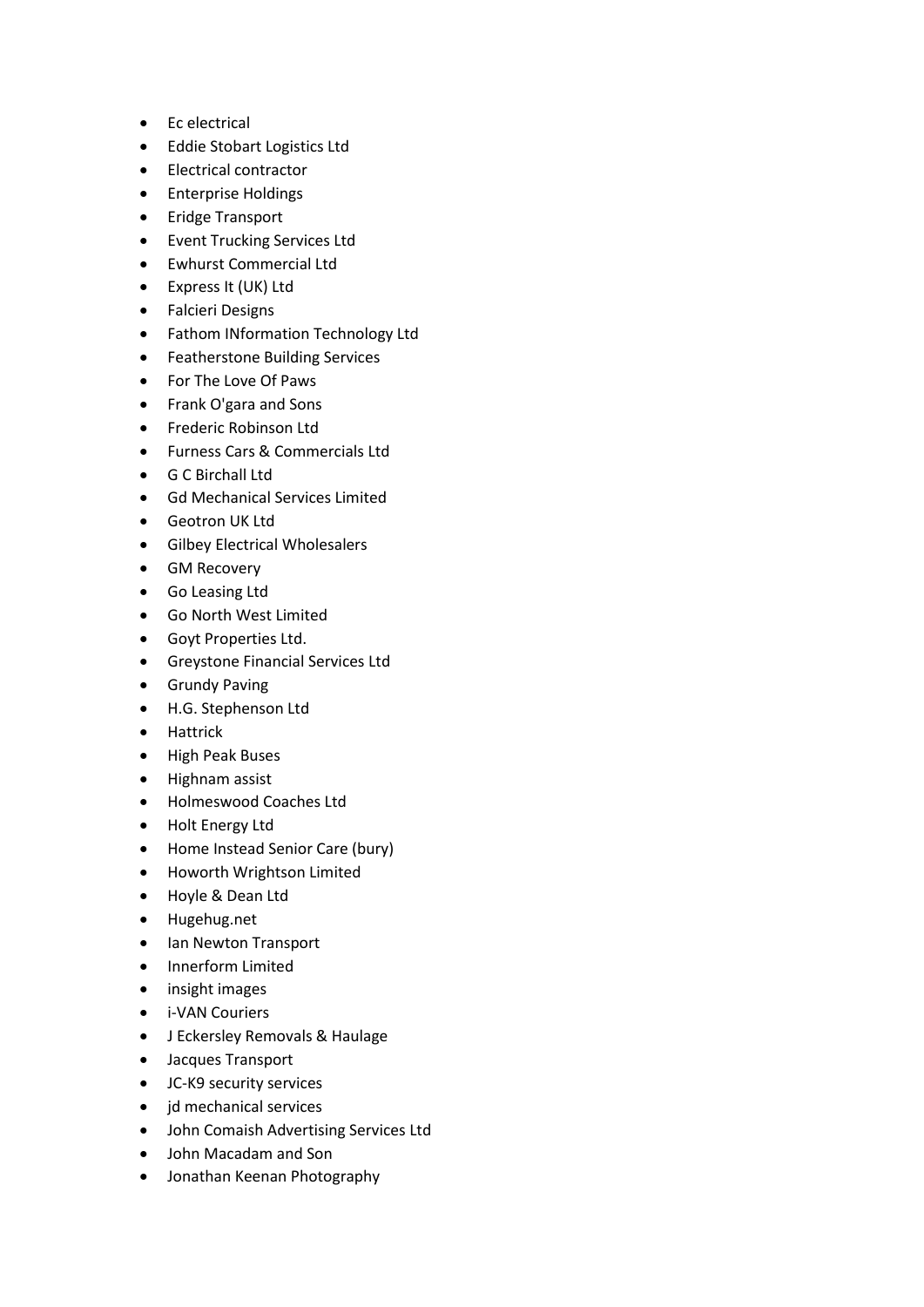- Ec electrical
- Eddie Stobart Logistics Ltd
- Electrical contractor
- Enterprise Holdings
- Eridge Transport
- Event Trucking Services Ltd
- Ewhurst Commercial Ltd
- Express It (UK) Ltd
- Falcieri Designs
- Fathom INformation Technology Ltd
- Featherstone Building Services
- For The Love Of Paws
- Frank O'gara and Sons
- Frederic Robinson Ltd
- Furness Cars & Commercials Ltd
- G C Birchall Ltd
- Gd Mechanical Services Limited
- Geotron UK Ltd
- Gilbey Electrical Wholesalers
- GM Recovery
- Go Leasing Ltd
- Go North West Limited
- Goyt Properties Ltd.
- Greystone Financial Services Ltd
- Grundy Paving
- H.G. Stephenson Ltd
- Hattrick
- High Peak Buses
- Highnam assist
- Holmeswood Coaches Ltd
- Holt Energy Ltd
- Home Instead Senior Care (bury)
- Howorth Wrightson Limited
- Hoyle & Dean Ltd
- Hugehug.net
- Ian Newton Transport
- Innerform Limited
- insight images
- i-VAN Couriers
- J Eckersley Removals & Haulage
- Jacques Transport
- JC-K9 security services
- jd mechanical services
- John Comaish Advertising Services Ltd
- John Macadam and Son
- Jonathan Keenan Photography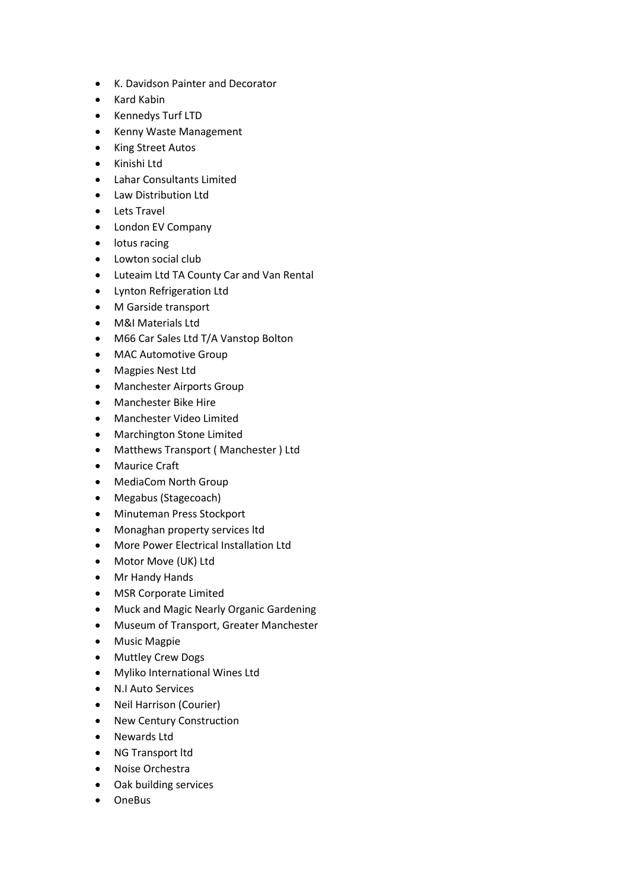- K. Davidson Painter and Decorator
- Kard Kabin
- Kennedys Turf LTD
- Kenny Waste Management
- King Street Autos
- Kinishi Ltd
- Lahar Consultants Limited
- Law Distribution Ltd
- Lets Travel
- London EV Company
- lotus racing
- Lowton social club
- Luteaim Ltd TA County Car and Van Rental
- Lynton Refrigeration Ltd
- M Garside transport
- M&I Materials Ltd
- M66 Car Sales Ltd T/A Vanstop Bolton
- MAC Automotive Group
- Magpies Nest Ltd
- Manchester Airports Group
- Manchester Bike Hire
- Manchester Video Limited
- Marchington Stone Limited
- Matthews Transport ( Manchester ) Ltd
- Maurice Craft
- MediaCom North Group
- Megabus (Stagecoach)
- Minuteman Press Stockport
- Monaghan property services ltd
- More Power Electrical Installation Ltd
- Motor Move (UK) Ltd
- Mr Handy Hands
- MSR Corporate Limited
- Muck and Magic Nearly Organic Gardening
- Museum of Transport, Greater Manchester
- Music Magpie
- Muttley Crew Dogs
- Myliko International Wines Ltd
- N.I Auto Services
- Neil Harrison (Courier)
- New Century Construction
- Newards Ltd
- NG Transport ltd
- Noise Orchestra
- Oak building services
- OneBus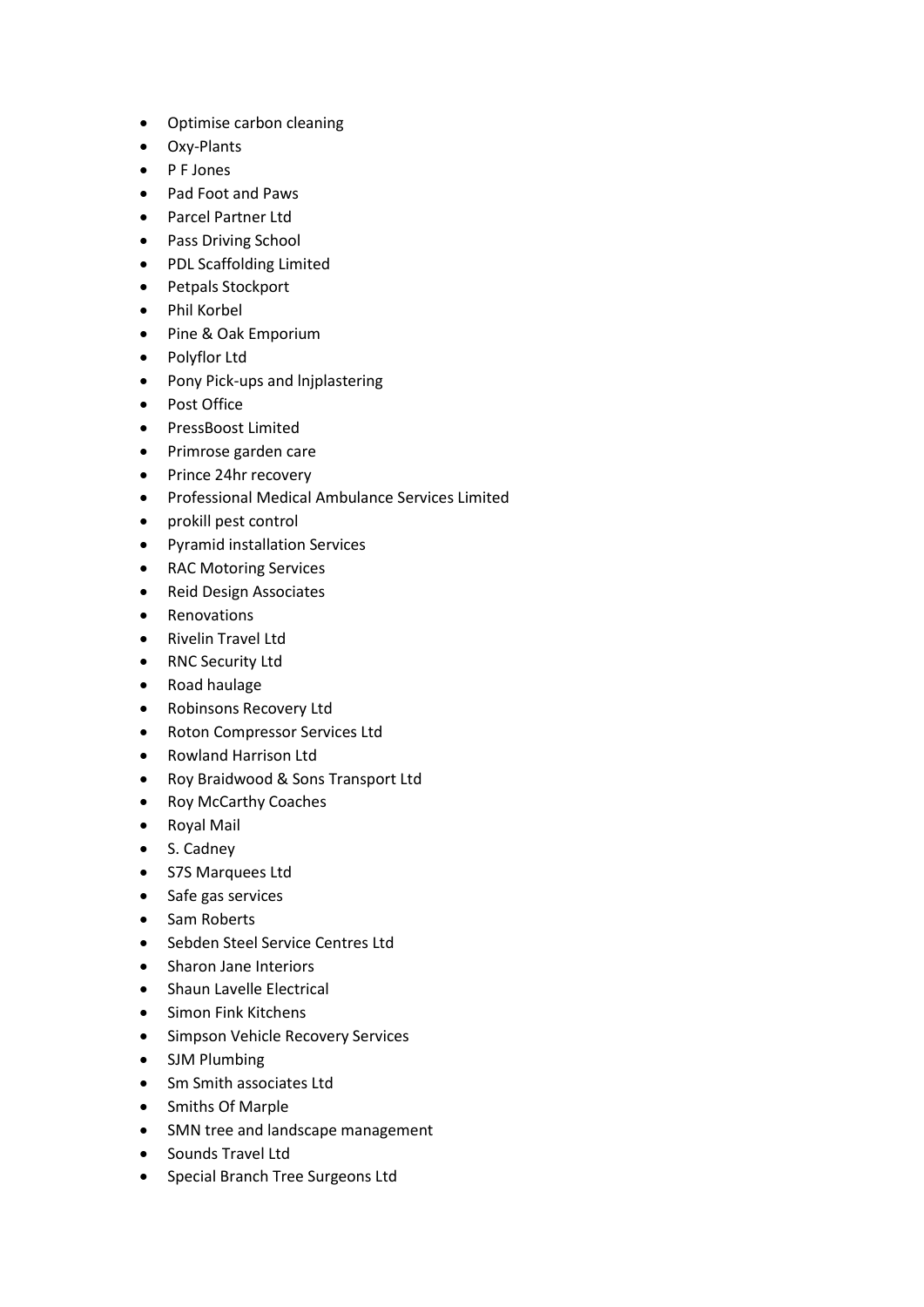- Optimise carbon cleaning
- Oxy-Plants
- P F Jones
- Pad Foot and Paws
- Parcel Partner Ltd
- Pass Driving School
- PDL Scaffolding Limited
- Petpals Stockport
- Phil Korbel
- Pine & Oak Emporium
- Polyflor Ltd
- Pony Pick-ups and lnjplastering
- Post Office
- PressBoost Limited
- Primrose garden care
- Prince 24hr recovery
- Professional Medical Ambulance Services Limited
- prokill pest control
- Pyramid installation Services
- RAC Motoring Services
- Reid Design Associates
- Renovations
- Rivelin Travel Ltd
- RNC Security Ltd
- Road haulage
- Robinsons Recovery Ltd
- Roton Compressor Services Ltd
- Rowland Harrison Ltd
- Roy Braidwood & Sons Transport Ltd
- Roy McCarthy Coaches
- Royal Mail
- S. Cadney
- S7S Marquees Ltd
- Safe gas services
- Sam Roberts
- Sebden Steel Service Centres Ltd
- Sharon Jane Interiors
- Shaun Lavelle Electrical
- Simon Fink Kitchens
- Simpson Vehicle Recovery Services
- SJM Plumbing
- Sm Smith associates Ltd
- Smiths Of Marple
- SMN tree and landscape management
- Sounds Travel Ltd
- Special Branch Tree Surgeons Ltd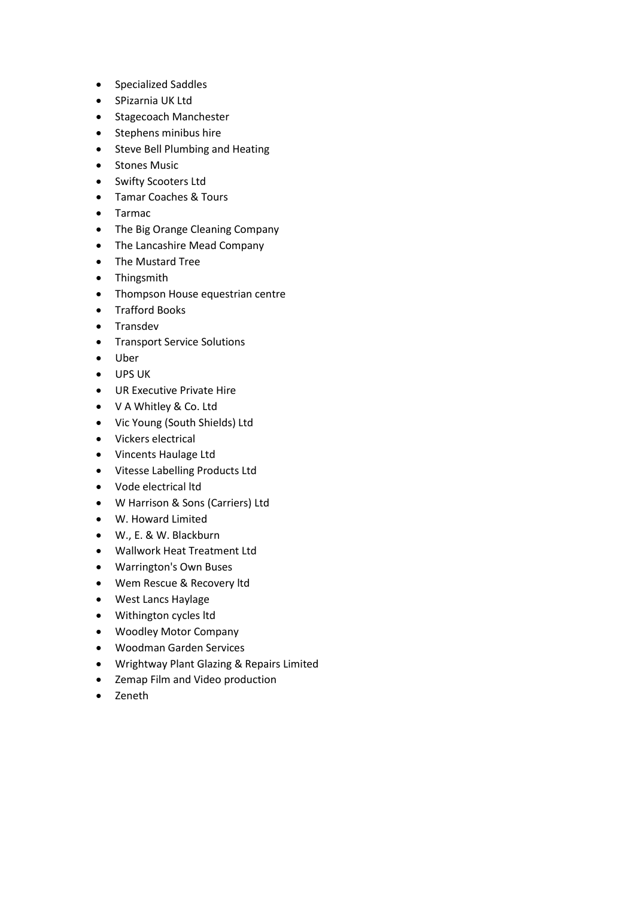- Specialized Saddles
- SPizarnia UK Ltd
- Stagecoach Manchester
- Stephens minibus hire
- Steve Bell Plumbing and Heating
- Stones Music
- Swifty Scooters Ltd
- Tamar Coaches & Tours
- Tarmac
- The Big Orange Cleaning Company
- The Lancashire Mead Company
- The Mustard Tree
- Thingsmith
- Thompson House equestrian centre
- Trafford Books
- Transdev
- Transport Service Solutions
- Uber
- UPS UK
- UR Executive Private Hire
- V A Whitley & Co. Ltd
- Vic Young (South Shields) Ltd
- Vickers electrical
- Vincents Haulage Ltd
- Vitesse Labelling Products Ltd
- Vode electrical ltd
- W Harrison & Sons (Carriers) Ltd
- W. Howard Limited
- W., E. & W. Blackburn
- Wallwork Heat Treatment Ltd
- Warrington's Own Buses
- Wem Rescue & Recovery ltd
- West Lancs Haylage
- Withington cycles ltd
- Woodley Motor Company
- Woodman Garden Services
- Wrightway Plant Glazing & Repairs Limited
- Zemap Film and Video production
- Zeneth